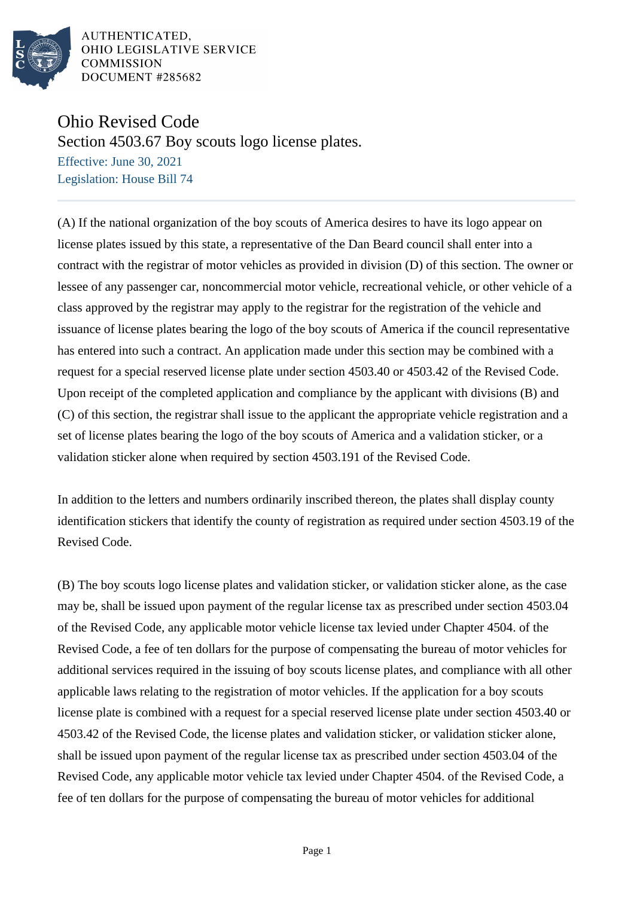AUTHENTICATED,
OHIO LEGISLATIVE SERVICE
COMMISSION
DOCUMENT #285682

# Ohio Revised Code

## Section 4503.67 Boy scouts logo license plates.

Effective: June 30, 2021

Legislation: House Bill 74

(A) If the national organization of the boy scouts of America desires to have its logo appear on license plates issued by this state, a representative of the Dan Beard council shall enter into a contract with the registrar of motor vehicles as provided in division (D) of this section. The owner or lessee of any passenger car, noncommercial motor vehicle, recreational vehicle, or other vehicle of a class approved by the registrar may apply to the registrar for the registration of the vehicle and issuance of license plates bearing the logo of the boy scouts of America if the council representative has entered into such a contract. An application made under this section may be combined with a request for a special reserved license plate under section 4503.40 or 4503.42 of the Revised Code. Upon receipt of the completed application and compliance by the applicant with divisions (B) and (C) of this section, the registrar shall issue to the applicant the appropriate vehicle registration and a set of license plates bearing the logo of the boy scouts of America and a validation sticker, or a validation sticker alone when required by section 4503.191 of the Revised Code.

In addition to the letters and numbers ordinarily inscribed thereon, the plates shall display county identification stickers that identify the county of registration as required under section 4503.19 of the Revised Code.

(B) The boy scouts logo license plates and validation sticker, or validation sticker alone, as the case may be, shall be issued upon payment of the regular license tax as prescribed under section 4503.04 of the Revised Code, any applicable motor vehicle license tax levied under Chapter 4504. of the Revised Code, a fee of ten dollars for the purpose of compensating the bureau of motor vehicles for additional services required in the issuing of boy scouts license plates, and compliance with all other applicable laws relating to the registration of motor vehicles. If the application for a boy scouts license plate is combined with a request for a special reserved license plate under section 4503.40 or 4503.42 of the Revised Code, the license plates and validation sticker, or validation sticker alone, shall be issued upon payment of the regular license tax as prescribed under section 4503.04 of the Revised Code, any applicable motor vehicle tax levied under Chapter 4504. of the Revised Code, a fee of ten dollars for the purpose of compensating the bureau of motor vehicles for additional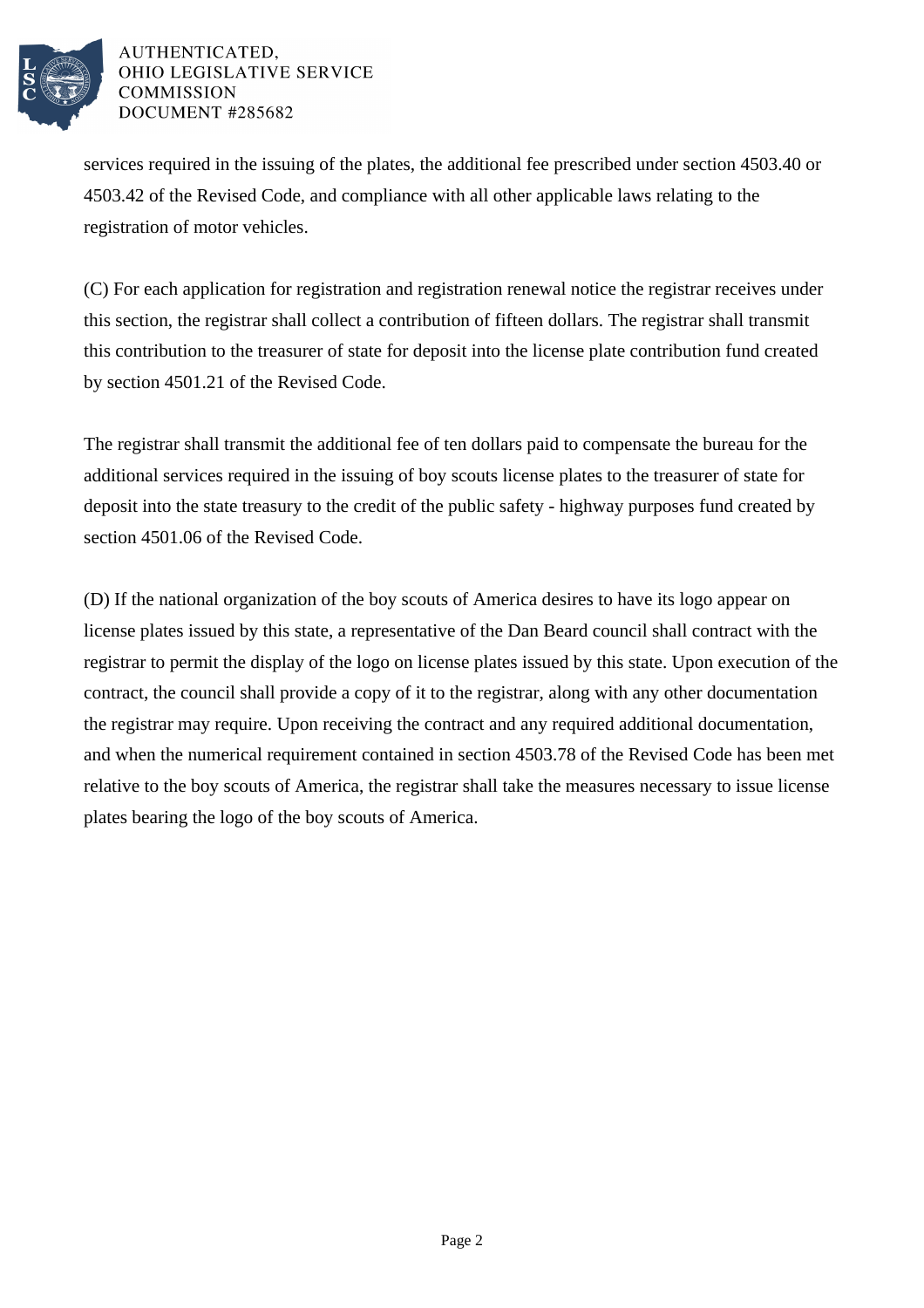services required in the issuing of the plates, the additional fee prescribed under section 4503.40 or 4503.42 of the Revised Code, and compliance with all other applicable laws relating to the registration of motor vehicles.

(C) For each application for registration and registration renewal notice the registrar receives under this section, the registrar shall collect a contribution of fifteen dollars. The registrar shall transmit this contribution to the treasurer of state for deposit into the license plate contribution fund created by section 4501.21 of the Revised Code.

The registrar shall transmit the additional fee of ten dollars paid to compensate the bureau for the additional services required in the issuing of boy scouts license plates to the treasurer of state for deposit into the state treasury to the credit of the public safety - highway purposes fund created by section 4501.06 of the Revised Code.

(D) If the national organization of the boy scouts of America desires to have its logo appear on license plates issued by this state, a representative of the Dan Beard council shall contract with the registrar to permit the display of the logo on license plates issued by this state. Upon execution of the contract, the council shall provide a copy of it to the registrar, along with any other documentation the registrar may require. Upon receiving the contract and any required additional documentation, and when the numerical requirement contained in section 4503.78 of the Revised Code has been met relative to the boy scouts of America, the registrar shall take the measures necessary to issue license plates bearing the logo of the boy scouts of America.